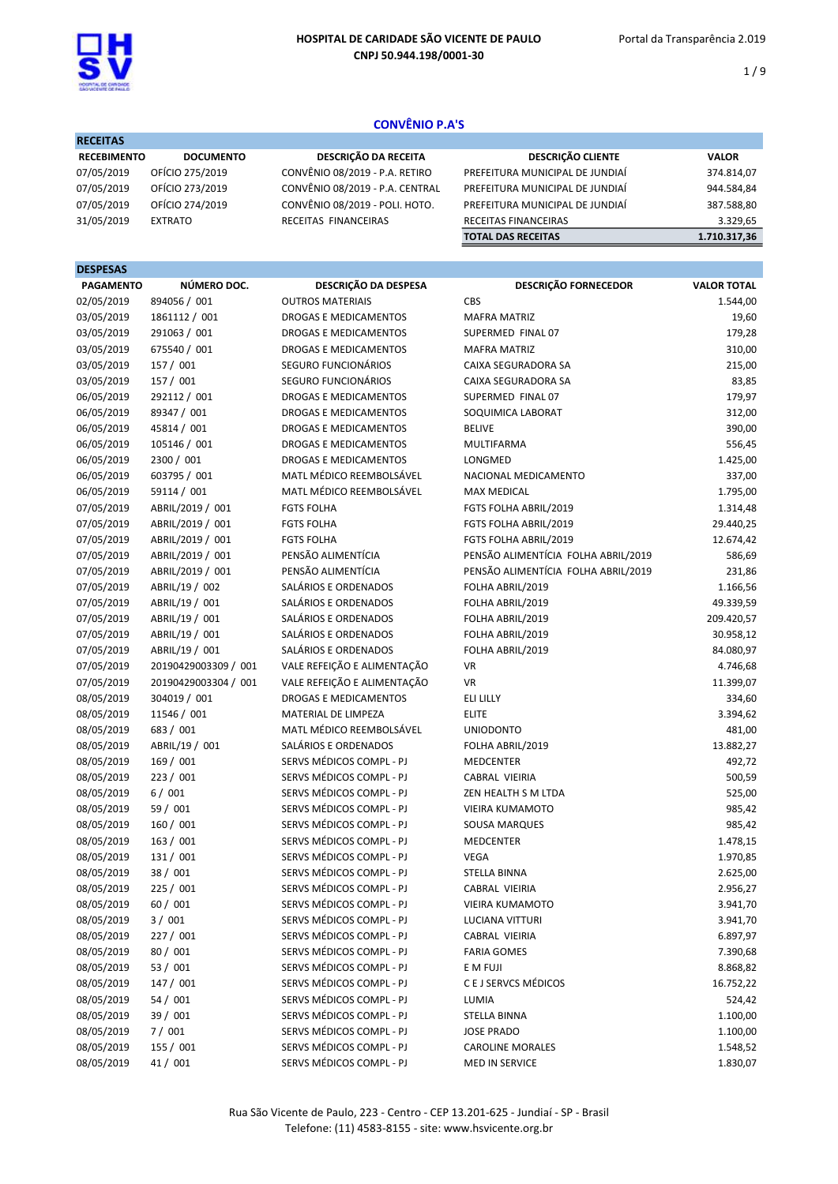**HOSPITAL DE CARIDADE SÃO VICENTE DE PAULO**
**CNPJ 50.944.198/0001-30**

Portal da Transparência 2.019

## CONVÊNIO P.A'S

### RECEITAS

| RECEBIMENTO | DOCUMENTO | DESCRIÇÃO DA RECEITA | DESCRIÇÃO CLIENTE | VALOR |
|---|---|---|---|---|
| 07/05/2019 | OFÍCIO 275/2019 | CONVÊNIO 08/2019 - P.A. RETIRO | PREFEITURA MUNICIPAL DE JUNDIAÍ | 374.814,07 |
| 07/05/2019 | OFÍCIO 273/2019 | CONVÊNIO 08/2019 - P.A. CENTRAL | PREFEITURA MUNICIPAL DE JUNDIAÍ | 944.584,84 |
| 07/05/2019 | OFÍCIO 274/2019 | CONVÊNIO 08/2019 - POLI. HOTO. | PREFEITURA MUNICIPAL DE JUNDIAÍ | 387.588,80 |
| 31/05/2019 | EXTRATO | RECEITAS FINANCEIRAS | RECEITAS FINANCEIRAS | 3.329,65 |
| | | | **TOTAL DAS RECEITAS** | **1.710.317,36** |

### DESPESAS

| PAGAMENTO | NÚMERO DOC. | DESCRIÇÃO DA DESPESA | DESCRIÇÃO FORNECEDOR | VALOR TOTAL |
|---|---|---|---|---|
| 02/05/2019 | 894056 / 001 | OUTROS MATERIAIS | CBS | 1.544,00 |
| 03/05/2019 | 1861112 / 001 | DROGAS E MEDICAMENTOS | MAFRA MATRIZ | 19,60 |
| 03/05/2019 | 291063 / 001 | DROGAS E MEDICAMENTOS | SUPERMED FINAL 07 | 179,28 |
| 03/05/2019 | 675540 / 001 | DROGAS E MEDICAMENTOS | MAFRA MATRIZ | 310,00 |
| 03/05/2019 | 157 / 001 | SEGURO FUNCIONÁRIOS | CAIXA SEGURADORA SA | 215,00 |
| 03/05/2019 | 157 / 001 | SEGURO FUNCIONÁRIOS | CAIXA SEGURADORA SA | 83,85 |
| 06/05/2019 | 292112 / 001 | DROGAS E MEDICAMENTOS | SUPERMED FINAL 07 | 179,97 |
| 06/05/2019 | 89347 / 001 | DROGAS E MEDICAMENTOS | SOQUIMICA LABORAT | 312,00 |
| 06/05/2019 | 45814 / 001 | DROGAS E MEDICAMENTOS | BELIVE | 390,00 |
| 06/05/2019 | 105146 / 001 | DROGAS E MEDICAMENTOS | MULTIFARMA | 556,45 |
| 06/05/2019 | 2300 / 001 | DROGAS E MEDICAMENTOS | LONGMED | 1.425,00 |
| 06/05/2019 | 603795 / 001 | MATL MÉDICO REEMBOLSÁVEL | NACIONAL MEDICAMENTO | 337,00 |
| 06/05/2019 | 59114 / 001 | MATL MÉDICO REEMBOLSÁVEL | MAX MEDICAL | 1.795,00 |
| 07/05/2019 | ABRIL/2019 / 001 | FGTS FOLHA | FGTS FOLHA ABRIL/2019 | 1.314,48 |
| 07/05/2019 | ABRIL/2019 / 001 | FGTS FOLHA | FGTS FOLHA ABRIL/2019 | 29.440,25 |
| 07/05/2019 | ABRIL/2019 / 001 | FGTS FOLHA | FGTS FOLHA ABRIL/2019 | 12.674,42 |
| 07/05/2019 | ABRIL/2019 / 001 | PENSÃO ALIMENTÍCIA | PENSÃO ALIMENTÍCIA FOLHA ABRIL/2019 | 586,69 |
| 07/05/2019 | ABRIL/2019 / 001 | PENSÃO ALIMENTÍCIA | PENSÃO ALIMENTÍCIA FOLHA ABRIL/2019 | 231,86 |
| 07/05/2019 | ABRIL/19 / 002 | SALÁRIOS E ORDENADOS | FOLHA ABRIL/2019 | 1.166,56 |
| 07/05/2019 | ABRIL/19 / 001 | SALÁRIOS E ORDENADOS | FOLHA ABRIL/2019 | 49.339,59 |
| 07/05/2019 | ABRIL/19 / 001 | SALÁRIOS E ORDENADOS | FOLHA ABRIL/2019 | 209.420,57 |
| 07/05/2019 | ABRIL/19 / 001 | SALÁRIOS E ORDENADOS | FOLHA ABRIL/2019 | 30.958,12 |
| 07/05/2019 | ABRIL/19 / 001 | SALÁRIOS E ORDENADOS | FOLHA ABRIL/2019 | 84.080,97 |
| 07/05/2019 | 20190429003309 / 001 | VALE REFEIÇÃO E ALIMENTAÇÃO | VR | 4.746,68 |
| 07/05/2019 | 20190429003304 / 001 | VALE REFEIÇÃO E ALIMENTAÇÃO | VR | 11.399,07 |
| 08/05/2019 | 304019 / 001 | DROGAS E MEDICAMENTOS | ELI LILLY | 334,60 |
| 08/05/2019 | 11546 / 001 | MATERIAL DE LIMPEZA | ELITE | 3.394,62 |
| 08/05/2019 | 683 / 001 | MATL MÉDICO REEMBOLSÁVEL | UNIODONTO | 481,00 |
| 08/05/2019 | ABRIL/19 / 001 | SALÁRIOS E ORDENADOS | FOLHA ABRIL/2019 | 13.882,27 |
| 08/05/2019 | 169 / 001 | SERVS MÉDICOS COMPL - PJ | MEDCENTER | 492,72 |
| 08/05/2019 | 223 / 001 | SERVS MÉDICOS COMPL - PJ | CABRAL VIEIRIA | 500,59 |
| 08/05/2019 | 6 / 001 | SERVS MÉDICOS COMPL - PJ | ZEN HEALTH S M LTDA | 525,00 |
| 08/05/2019 | 59 / 001 | SERVS MÉDICOS COMPL - PJ | VIEIRA KUMAMOTO | 985,42 |
| 08/05/2019 | 160 / 001 | SERVS MÉDICOS COMPL - PJ | SOUSA MARQUES | 985,42 |
| 08/05/2019 | 163 / 001 | SERVS MÉDICOS COMPL - PJ | MEDCENTER | 1.478,15 |
| 08/05/2019 | 131 / 001 | SERVS MÉDICOS COMPL - PJ | VEGA | 1.970,85 |
| 08/05/2019 | 38 / 001 | SERVS MÉDICOS COMPL - PJ | STELLA BINNA | 2.625,00 |
| 08/05/2019 | 225 / 001 | SERVS MÉDICOS COMPL - PJ | CABRAL VIEIRIA | 2.956,27 |
| 08/05/2019 | 60 / 001 | SERVS MÉDICOS COMPL - PJ | VIEIRA KUMAMOTO | 3.941,70 |
| 08/05/2019 | 3 / 001 | SERVS MÉDICOS COMPL - PJ | LUCIANA VITTURI | 3.941,70 |
| 08/05/2019 | 227 / 001 | SERVS MÉDICOS COMPL - PJ | CABRAL VIEIRIA | 6.897,97 |
| 08/05/2019 | 80 / 001 | SERVS MÉDICOS COMPL - PJ | FARIA GOMES | 7.390,68 |
| 08/05/2019 | 53 / 001 | SERVS MÉDICOS COMPL - PJ | E M FUJI | 8.868,82 |
| 08/05/2019 | 147 / 001 | SERVS MÉDICOS COMPL - PJ | C E J SERVCS MÉDICOS | 16.752,22 |
| 08/05/2019 | 54 / 001 | SERVS MÉDICOS COMPL - PJ | LUMIA | 524,42 |
| 08/05/2019 | 39 / 001 | SERVS MÉDICOS COMPL - PJ | STELLA BINNA | 1.100,00 |
| 08/05/2019 | 7 / 001 | SERVS MÉDICOS COMPL - PJ | JOSE PRADO | 1.100,00 |
| 08/05/2019 | 155 / 001 | SERVS MÉDICOS COMPL - PJ | CAROLINE MORALES | 1.548,52 |
| 08/05/2019 | 41 / 001 | SERVS MÉDICOS COMPL - PJ | MED IN SERVICE | 1.830,07 |

Rua São Vicente de Paulo, 223 - Centro - CEP 13.201-625 - Jundiaí - SP - Brasil
Telefone: (11) 4583-8155 - site: www.hsvicente.org.br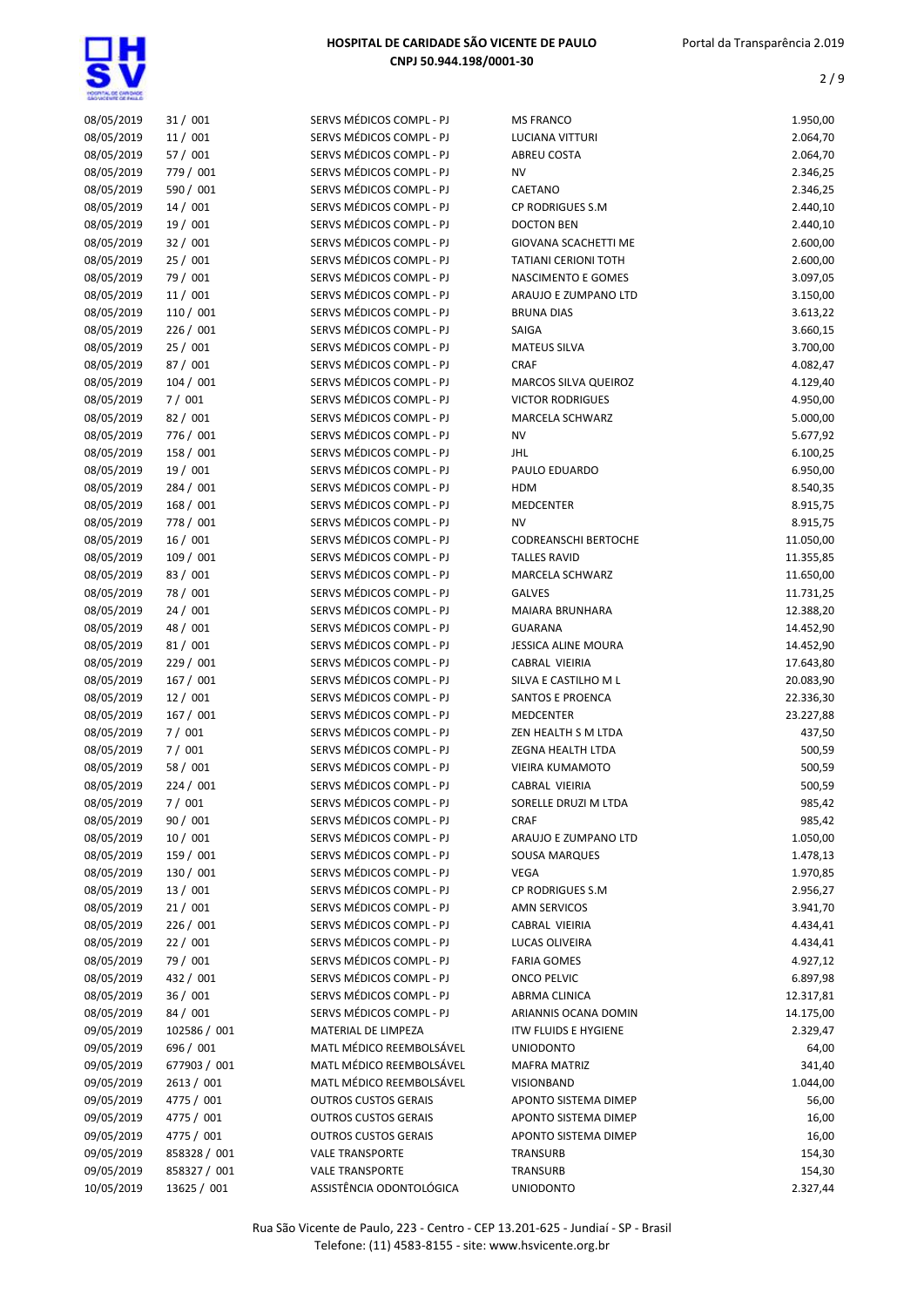| | | | | |
|---|---|---|---|---|
| 08/05/2019 | 31 / 001 | SERVS MÉDICOS COMPL - PJ | MS FRANCO | 1.950,00 |
| 08/05/2019 | 11 / 001 | SERVS MÉDICOS COMPL - PJ | LUCIANA VITTURI | 2.064,70 |
| 08/05/2019 | 57 / 001 | SERVS MÉDICOS COMPL - PJ | ABREU COSTA | 2.064,70 |
| 08/05/2019 | 779 / 001 | SERVS MÉDICOS COMPL - PJ | NV | 2.346,25 |
| 08/05/2019 | 590 / 001 | SERVS MÉDICOS COMPL - PJ | CAETANO | 2.346,25 |
| 08/05/2019 | 14 / 001 | SERVS MÉDICOS COMPL - PJ | CP RODRIGUES S.M | 2.440,10 |
| 08/05/2019 | 19 / 001 | SERVS MÉDICOS COMPL - PJ | DOCTON BEN | 2.440,10 |
| 08/05/2019 | 32 / 001 | SERVS MÉDICOS COMPL - PJ | GIOVANA SCACHETTI ME | 2.600,00 |
| 08/05/2019 | 25 / 001 | SERVS MÉDICOS COMPL - PJ | TATIANI CERIONI TOTH | 2.600,00 |
| 08/05/2019 | 79 / 001 | SERVS MÉDICOS COMPL - PJ | NASCIMENTO E GOMES | 3.097,05 |
| 08/05/2019 | 11 / 001 | SERVS MÉDICOS COMPL - PJ | ARAUJO E ZUMPANO LTD | 3.150,00 |
| 08/05/2019 | 110 / 001 | SERVS MÉDICOS COMPL - PJ | BRUNA DIAS | 3.613,22 |
| 08/05/2019 | 226 / 001 | SERVS MÉDICOS COMPL - PJ | SAIGA | 3.660,15 |
| 08/05/2019 | 25 / 001 | SERVS MÉDICOS COMPL - PJ | MATEUS SILVA | 3.700,00 |
| 08/05/2019 | 87 / 001 | SERVS MÉDICOS COMPL - PJ | CRAF | 4.082,47 |
| 08/05/2019 | 104 / 001 | SERVS MÉDICOS COMPL - PJ | MARCOS SILVA QUEIROZ | 4.129,40 |
| 08/05/2019 | 7 / 001 | SERVS MÉDICOS COMPL - PJ | VICTOR RODRIGUES | 4.950,00 |
| 08/05/2019 | 82 / 001 | SERVS MÉDICOS COMPL - PJ | MARCELA SCHWARZ | 5.000,00 |
| 08/05/2019 | 776 / 001 | SERVS MÉDICOS COMPL - PJ | NV | 5.677,92 |
| 08/05/2019 | 158 / 001 | SERVS MÉDICOS COMPL - PJ | JHL | 6.100,25 |
| 08/05/2019 | 19 / 001 | SERVS MÉDICOS COMPL - PJ | PAULO EDUARDO | 6.950,00 |
| 08/05/2019 | 284 / 001 | SERVS MÉDICOS COMPL - PJ | HDM | 8.540,35 |
| 08/05/2019 | 168 / 001 | SERVS MÉDICOS COMPL - PJ | MEDCENTER | 8.915,75 |
| 08/05/2019 | 778 / 001 | SERVS MÉDICOS COMPL - PJ | NV | 8.915,75 |
| 08/05/2019 | 16 / 001 | SERVS MÉDICOS COMPL - PJ | CODREANSCHI BERTOCHE | 11.050,00 |
| 08/05/2019 | 109 / 001 | SERVS MÉDICOS COMPL - PJ | TALLES RAVID | 11.355,85 |
| 08/05/2019 | 83 / 001 | SERVS MÉDICOS COMPL - PJ | MARCELA SCHWARZ | 11.650,00 |
| 08/05/2019 | 78 / 001 | SERVS MÉDICOS COMPL - PJ | GALVES | 11.731,25 |
| 08/05/2019 | 24 / 001 | SERVS MÉDICOS COMPL - PJ | MAIARA BRUNHARA | 12.388,20 |
| 08/05/2019 | 48 / 001 | SERVS MÉDICOS COMPL - PJ | GUARANA | 14.452,90 |
| 08/05/2019 | 81 / 001 | SERVS MÉDICOS COMPL - PJ | JESSICA ALINE MOURA | 14.452,90 |
| 08/05/2019 | 229 / 001 | SERVS MÉDICOS COMPL - PJ | CABRAL VIEIRIA | 17.643,80 |
| 08/05/2019 | 167 / 001 | SERVS MÉDICOS COMPL - PJ | SILVA E CASTILHO M L | 20.083,90 |
| 08/05/2019 | 12 / 001 | SERVS MÉDICOS COMPL - PJ | SANTOS E PROENCA | 22.336,30 |
| 08/05/2019 | 167 / 001 | SERVS MÉDICOS COMPL - PJ | MEDCENTER | 23.227,88 |
| 08/05/2019 | 7 / 001 | SERVS MÉDICOS COMPL - PJ | ZEN HEALTH S M LTDA | 437,50 |
| 08/05/2019 | 7 / 001 | SERVS MÉDICOS COMPL - PJ | ZEGNA HEALTH LTDA | 500,59 |
| 08/05/2019 | 58 / 001 | SERVS MÉDICOS COMPL - PJ | VIEIRA KUMAMOTO | 500,59 |
| 08/05/2019 | 224 / 001 | SERVS MÉDICOS COMPL - PJ | CABRAL VIEIRIA | 500,59 |
| 08/05/2019 | 7 / 001 | SERVS MÉDICOS COMPL - PJ | SORELLE DRUZI M LTDA | 985,42 |
| 08/05/2019 | 90 / 001 | SERVS MÉDICOS COMPL - PJ | CRAF | 985,42 |
| 08/05/2019 | 10 / 001 | SERVS MÉDICOS COMPL - PJ | ARAUJO E ZUMPANO LTD | 1.050,00 |
| 08/05/2019 | 159 / 001 | SERVS MÉDICOS COMPL - PJ | SOUSA MARQUES | 1.478,13 |
| 08/05/2019 | 130 / 001 | SERVS MÉDICOS COMPL - PJ | VEGA | 1.970,85 |
| 08/05/2019 | 13 / 001 | SERVS MÉDICOS COMPL - PJ | CP RODRIGUES S.M | 2.956,27 |
| 08/05/2019 | 21 / 001 | SERVS MÉDICOS COMPL - PJ | AMN SERVICOS | 3.941,70 |
| 08/05/2019 | 226 / 001 | SERVS MÉDICOS COMPL - PJ | CABRAL VIEIRIA | 4.434,41 |
| 08/05/2019 | 22 / 001 | SERVS MÉDICOS COMPL - PJ | LUCAS OLIVEIRA | 4.434,41 |
| 08/05/2019 | 79 / 001 | SERVS MÉDICOS COMPL - PJ | FARIA GOMES | 4.927,12 |
| 08/05/2019 | 432 / 001 | SERVS MÉDICOS COMPL - PJ | ONCO PELVIC | 6.897,98 |
| 08/05/2019 | 36 / 001 | SERVS MÉDICOS COMPL - PJ | ABRMA CLINICA | 12.317,81 |
| 08/05/2019 | 84 / 001 | SERVS MÉDICOS COMPL - PJ | ARIANNIS OCANA DOMIN | 14.175,00 |
| 09/05/2019 | 102586 / 001 | MATERIAL DE LIMPEZA | ITW FLUIDS E HYGIENE | 2.329,47 |
| 09/05/2019 | 696 / 001 | MATL MÉDICO REEMBOLSÁVEL | UNIODONTO | 64,00 |
| 09/05/2019 | 677903 / 001 | MATL MÉDICO REEMBOLSÁVEL | MAFRA MATRIZ | 341,40 |
| 09/05/2019 | 2613 / 001 | MATL MÉDICO REEMBOLSÁVEL | VISIONBAND | 1.044,00 |
| 09/05/2019 | 4775 / 001 | OUTROS CUSTOS GERAIS | APONTO SISTEMA DIMEP | 56,00 |
| 09/05/2019 | 4775 / 001 | OUTROS CUSTOS GERAIS | APONTO SISTEMA DIMEP | 16,00 |
| 09/05/2019 | 4775 / 001 | OUTROS CUSTOS GERAIS | APONTO SISTEMA DIMEP | 16,00 |
| 09/05/2019 | 858328 / 001 | VALE TRANSPORTE | TRANSURB | 154,30 |
| 09/05/2019 | 858327 / 001 | VALE TRANSPORTE | TRANSURB | 154,30 |
| 10/05/2019 | 13625 / 001 | ASSISTÊNCIA ODONTOLÓGICA | UNIODONTO | 2.327,44 |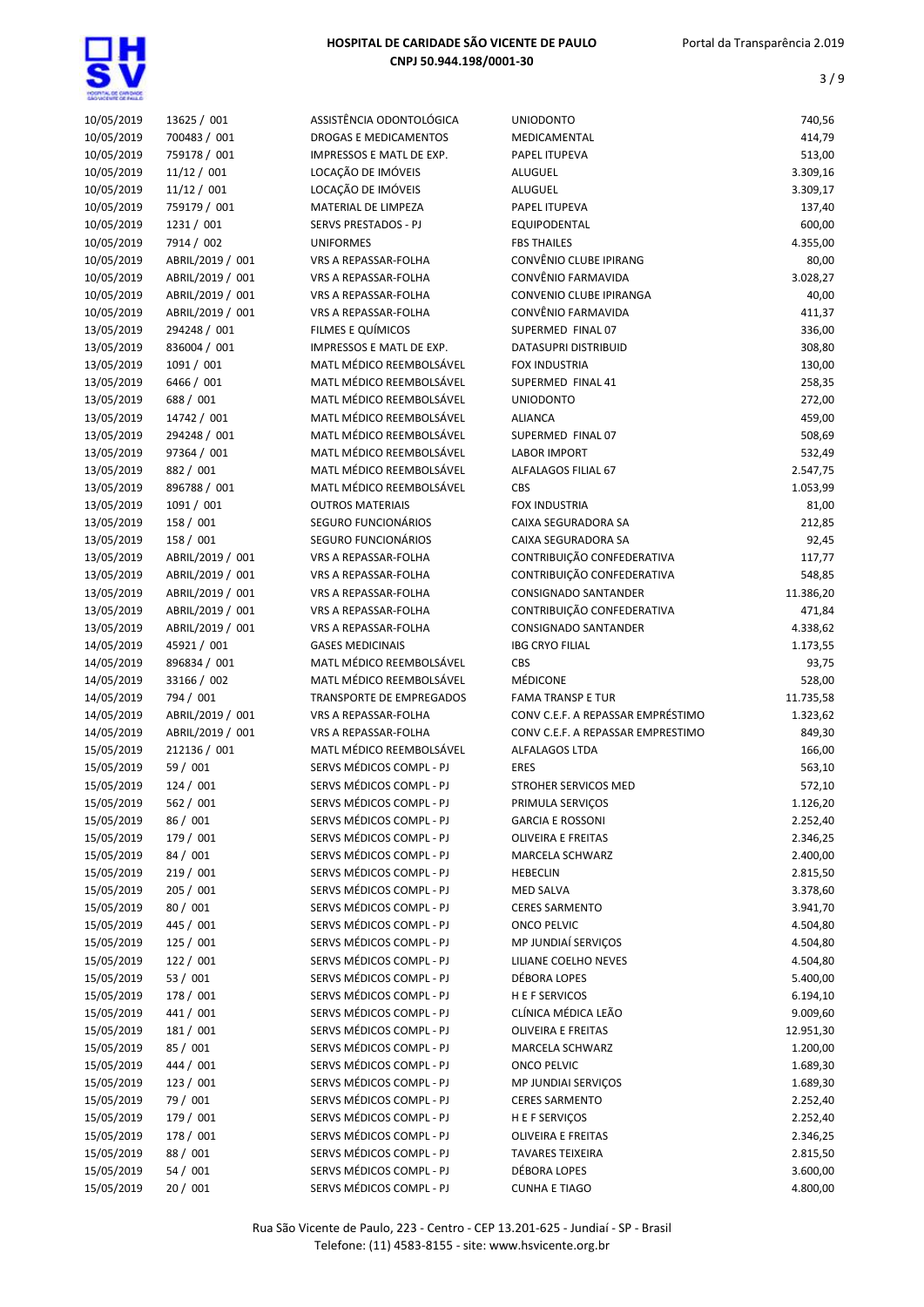# HOSPITAL DE CARIDADE SÃO VICENTE DE PAULO

**CNPJ 50.944.198/0001-30**

| | | | | |
|---|---|---|---|---|
| 10/05/2019 | 13625 / 001 | ASSISTÊNCIA ODONTOLÓGICA | UNIODONTO | 740,56 |
| 10/05/2019 | 700483 / 001 | DROGAS E MEDICAMENTOS | MEDICAMENTAL | 414,79 |
| 10/05/2019 | 759178 / 001 | IMPRESSOS E MATL DE EXP. | PAPEL ITUPEVA | 513,00 |
| 10/05/2019 | 11/12 / 001 | LOCAÇÃO DE IMÓVEIS | ALUGUEL | 3.309,16 |
| 10/05/2019 | 11/12 / 001 | LOCAÇÃO DE IMÓVEIS | ALUGUEL | 3.309,17 |
| 10/05/2019 | 759179 / 001 | MATERIAL DE LIMPEZA | PAPEL ITUPEVA | 137,40 |
| 10/05/2019 | 1231 / 001 | SERVS PRESTADOS - PJ | EQUIPODENTAL | 600,00 |
| 10/05/2019 | 7914 / 002 | UNIFORMES | FBS THAILES | 4.355,00 |
| 10/05/2019 | ABRIL/2019 / 001 | VRS A REPASSAR-FOLHA | CONVÊNIO CLUBE IPIRANG | 80,00 |
| 10/05/2019 | ABRIL/2019 / 001 | VRS A REPASSAR-FOLHA | CONVÊNIO FARMAVIDA | 3.028,27 |
| 10/05/2019 | ABRIL/2019 / 001 | VRS A REPASSAR-FOLHA | CONVENIO CLUBE IPIRANGA | 40,00 |
| 10/05/2019 | ABRIL/2019 / 001 | VRS A REPASSAR-FOLHA | CONVÊNIO FARMAVIDA | 411,37 |
| 13/05/2019 | 294248 / 001 | FILMES E QUÍMICOS | SUPERMED FINAL 07 | 336,00 |
| 13/05/2019 | 836004 / 001 | IMPRESSOS E MATL DE EXP. | DATASUPRI DISTRIBUID | 308,80 |
| 13/05/2019 | 1091 / 001 | MATL MÉDICO REEMBOLSÁVEL | FOX INDUSTRIA | 130,00 |
| 13/05/2019 | 6466 / 001 | MATL MÉDICO REEMBOLSÁVEL | SUPERMED FINAL 41 | 258,35 |
| 13/05/2019 | 688 / 001 | MATL MÉDICO REEMBOLSÁVEL | UNIODONTO | 272,00 |
| 13/05/2019 | 14742 / 001 | MATL MÉDICO REEMBOLSÁVEL | ALIANCA | 459,00 |
| 13/05/2019 | 294248 / 001 | MATL MÉDICO REEMBOLSÁVEL | SUPERMED FINAL 07 | 508,69 |
| 13/05/2019 | 97364 / 001 | MATL MÉDICO REEMBOLSÁVEL | LABOR IMPORT | 532,49 |
| 13/05/2019 | 882 / 001 | MATL MÉDICO REEMBOLSÁVEL | ALFALAGOS FILIAL 67 | 2.547,75 |
| 13/05/2019 | 896788 / 001 | MATL MÉDICO REEMBOLSÁVEL | CBS | 1.053,99 |
| 13/05/2019 | 1091 / 001 | OUTROS MATERIAIS | FOX INDUSTRIA | 81,00 |
| 13/05/2019 | 158 / 001 | SEGURO FUNCIONÁRIOS | CAIXA SEGURADORA SA | 212,85 |
| 13/05/2019 | 158 / 001 | SEGURO FUNCIONÁRIOS | CAIXA SEGURADORA SA | 92,45 |
| 13/05/2019 | ABRIL/2019 / 001 | VRS A REPASSAR-FOLHA | CONTRIBUIÇÃO CONFEDERATIVA | 117,77 |
| 13/05/2019 | ABRIL/2019 / 001 | VRS A REPASSAR-FOLHA | CONTRIBUIÇÃO CONFEDERATIVA | 548,85 |
| 13/05/2019 | ABRIL/2019 / 001 | VRS A REPASSAR-FOLHA | CONSIGNADO SANTANDER | 11.386,20 |
| 13/05/2019 | ABRIL/2019 / 001 | VRS A REPASSAR-FOLHA | CONTRIBUIÇÃO CONFEDERATIVA | 471,84 |
| 13/05/2019 | ABRIL/2019 / 001 | VRS A REPASSAR-FOLHA | CONSIGNADO SANTANDER | 4.338,62 |
| 14/05/2019 | 45921 / 001 | GASES MEDICINAIS | IBG CRYO FILIAL | 1.173,55 |
| 14/05/2019 | 896834 / 001 | MATL MÉDICO REEMBOLSÁVEL | CBS | 93,75 |
| 14/05/2019 | 33166 / 002 | MATL MÉDICO REEMBOLSÁVEL | MÉDICONE | 528,00 |
| 14/05/2019 | 794 / 001 | TRANSPORTE DE EMPREGADOS | FAMA TRANSP E TUR | 11.735,58 |
| 14/05/2019 | ABRIL/2019 / 001 | VRS A REPASSAR-FOLHA | CONV C.E.F. A REPASSAR EMPRÉSTIMO | 1.323,62 |
| 14/05/2019 | ABRIL/2019 / 001 | VRS A REPASSAR-FOLHA | CONV C.E.F. A REPASSAR EMPRESTIMO | 849,30 |
| 15/05/2019 | 212136 / 001 | MATL MÉDICO REEMBOLSÁVEL | ALFALAGOS LTDA | 166,00 |
| 15/05/2019 | 59 / 001 | SERVS MÉDICOS COMPL - PJ | ERES | 563,10 |
| 15/05/2019 | 124 / 001 | SERVS MÉDICOS COMPL - PJ | STROHER SERVICOS MED | 572,10 |
| 15/05/2019 | 562 / 001 | SERVS MÉDICOS COMPL - PJ | PRIMULA SERVIÇOS | 1.126,20 |
| 15/05/2019 | 86 / 001 | SERVS MÉDICOS COMPL - PJ | GARCIA E ROSSONI | 2.252,40 |
| 15/05/2019 | 179 / 001 | SERVS MÉDICOS COMPL - PJ | OLIVEIRA E FREITAS | 2.346,25 |
| 15/05/2019 | 84 / 001 | SERVS MÉDICOS COMPL - PJ | MARCELA SCHWARZ | 2.400,00 |
| 15/05/2019 | 219 / 001 | SERVS MÉDICOS COMPL - PJ | HEBECLIN | 2.815,50 |
| 15/05/2019 | 205 / 001 | SERVS MÉDICOS COMPL - PJ | MED SALVA | 3.378,60 |
| 15/05/2019 | 80 / 001 | SERVS MÉDICOS COMPL - PJ | CERES SARMENTO | 3.941,70 |
| 15/05/2019 | 445 / 001 | SERVS MÉDICOS COMPL - PJ | ONCO PELVIC | 4.504,80 |
| 15/05/2019 | 125 / 001 | SERVS MÉDICOS COMPL - PJ | MP JUNDIAÍ SERVIÇOS | 4.504,80 |
| 15/05/2019 | 122 / 001 | SERVS MÉDICOS COMPL - PJ | LILIANE COELHO NEVES | 4.504,80 |
| 15/05/2019 | 53 / 001 | SERVS MÉDICOS COMPL - PJ | DÉBORA LOPES | 5.400,00 |
| 15/05/2019 | 178 / 001 | SERVS MÉDICOS COMPL - PJ | H E F SERVICOS | 6.194,10 |
| 15/05/2019 | 441 / 001 | SERVS MÉDICOS COMPL - PJ | CLÍNICA MÉDICA LEÃO | 9.009,60 |
| 15/05/2019 | 181 / 001 | SERVS MÉDICOS COMPL - PJ | OLIVEIRA E FREITAS | 12.951,30 |
| 15/05/2019 | 85 / 001 | SERVS MÉDICOS COMPL - PJ | MARCELA SCHWARZ | 1.200,00 |
| 15/05/2019 | 444 / 001 | SERVS MÉDICOS COMPL - PJ | ONCO PELVIC | 1.689,30 |
| 15/05/2019 | 123 / 001 | SERVS MÉDICOS COMPL - PJ | MP JUNDIAI SERVIÇOS | 1.689,30 |
| 15/05/2019 | 79 / 001 | SERVS MÉDICOS COMPL - PJ | CERES SARMENTO | 2.252,40 |
| 15/05/2019 | 179 / 001 | SERVS MÉDICOS COMPL - PJ | H E F SERVIÇOS | 2.252,40 |
| 15/05/2019 | 178 / 001 | SERVS MÉDICOS COMPL - PJ | OLIVEIRA E FREITAS | 2.346,25 |
| 15/05/2019 | 88 / 001 | SERVS MÉDICOS COMPL - PJ | TAVARES TEIXEIRA | 2.815,50 |
| 15/05/2019 | 54 / 001 | SERVS MÉDICOS COMPL - PJ | DÉBORA LOPES | 3.600,00 |
| 15/05/2019 | 20 / 001 | SERVS MÉDICOS COMPL - PJ | CUNHA E TIAGO | 4.800,00 |

Rua São Vicente de Paulo, 223 - Centro - CEP 13.201-625 - Jundiaí - SP - Brasil
Telefone: (11) 4583-8155 - site: www.hsvicente.org.br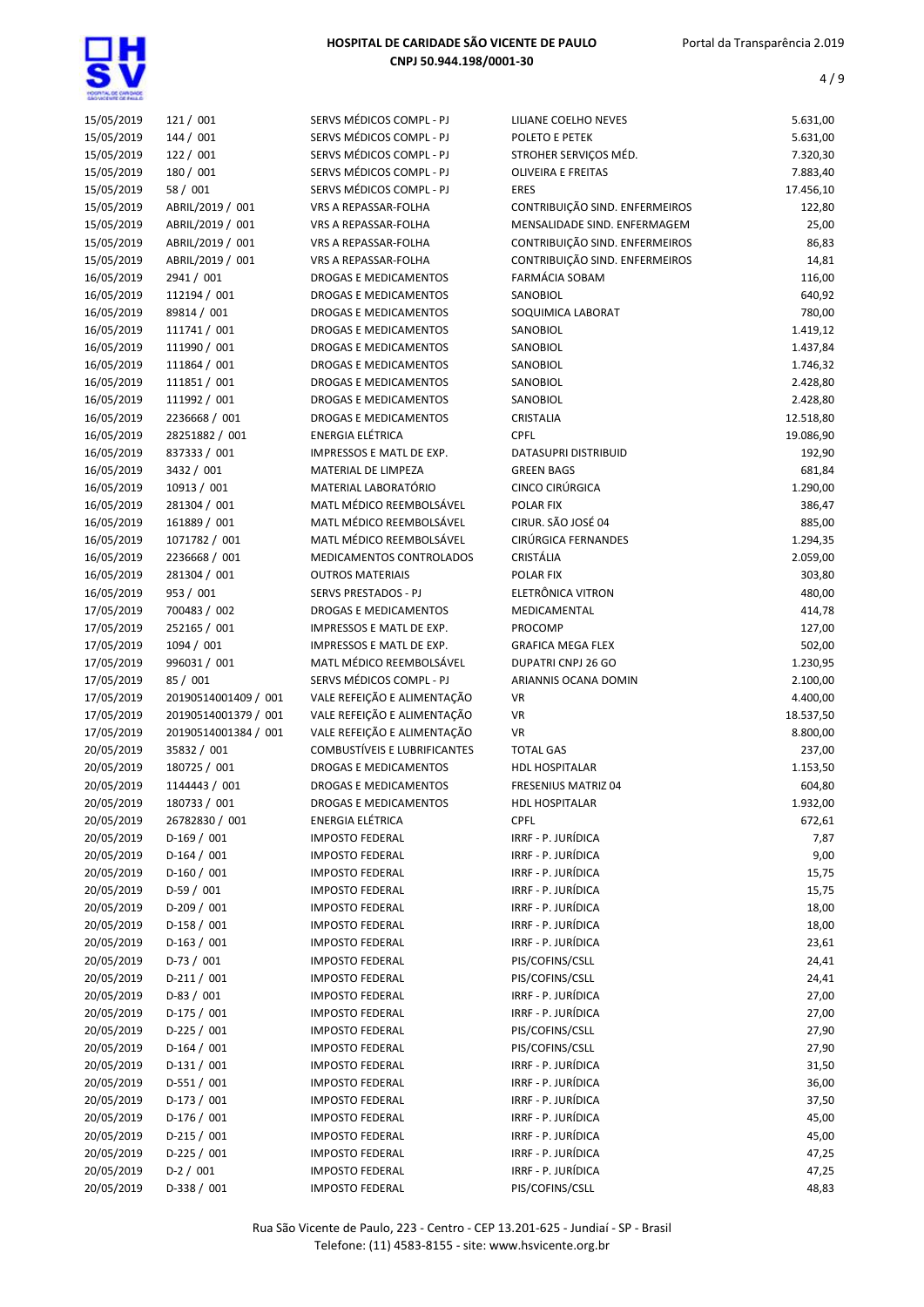# HOSPITAL DE CARIDADE SÃO VICENTE DE PAULO
**CNPJ 50.944.198/0001-30**

| | | | | |
|---|---|---|---|---|
| 15/05/2019 | 121 / 001 | SERVS MÉDICOS COMPL - PJ | LILIANE COELHO NEVES | 5.631,00 |
| 15/05/2019 | 144 / 001 | SERVS MÉDICOS COMPL - PJ | POLETO E PETEK | 5.631,00 |
| 15/05/2019 | 122 / 001 | SERVS MÉDICOS COMPL - PJ | STROHER SERVIÇOS MÉD. | 7.320,30 |
| 15/05/2019 | 180 / 001 | SERVS MÉDICOS COMPL - PJ | OLIVEIRA E FREITAS | 7.883,40 |
| 15/05/2019 | 58 / 001 | SERVS MÉDICOS COMPL - PJ | ERES | 17.456,10 |
| 15/05/2019 | ABRIL/2019 / 001 | VRS A REPASSAR-FOLHA | CONTRIBUIÇÃO SIND. ENFERMEIROS | 122,80 |
| 15/05/2019 | ABRIL/2019 / 001 | VRS A REPASSAR-FOLHA | MENSALIDADE SIND. ENFERMAGEM | 25,00 |
| 15/05/2019 | ABRIL/2019 / 001 | VRS A REPASSAR-FOLHA | CONTRIBUIÇÃO SIND. ENFERMEIROS | 86,83 |
| 15/05/2019 | ABRIL/2019 / 001 | VRS A REPASSAR-FOLHA | CONTRIBUIÇÃO SIND. ENFERMEIROS | 14,81 |
| 16/05/2019 | 2941 / 001 | DROGAS E MEDICAMENTOS | FARMÁCIA SOBAM | 116,00 |
| 16/05/2019 | 112194 / 001 | DROGAS E MEDICAMENTOS | SANOBIOL | 640,92 |
| 16/05/2019 | 89814 / 001 | DROGAS E MEDICAMENTOS | SOQUIMICA LABORAT | 780,00 |
| 16/05/2019 | 111741 / 001 | DROGAS E MEDICAMENTOS | SANOBIOL | 1.419,12 |
| 16/05/2019 | 111990 / 001 | DROGAS E MEDICAMENTOS | SANOBIOL | 1.437,84 |
| 16/05/2019 | 111864 / 001 | DROGAS E MEDICAMENTOS | SANOBIOL | 1.746,32 |
| 16/05/2019 | 111851 / 001 | DROGAS E MEDICAMENTOS | SANOBIOL | 2.428,80 |
| 16/05/2019 | 111992 / 001 | DROGAS E MEDICAMENTOS | SANOBIOL | 2.428,80 |
| 16/05/2019 | 2236668 / 001 | DROGAS E MEDICAMENTOS | CRISTALIA | 12.518,80 |
| 16/05/2019 | 28251882 / 001 | ENERGIA ELÉTRICA | CPFL | 19.086,90 |
| 16/05/2019 | 837333 / 001 | IMPRESSOS E MATL DE EXP. | DATASUPRI DISTRIBUID | 192,90 |
| 16/05/2019 | 3432 / 001 | MATERIAL DE LIMPEZA | GREEN BAGS | 681,84 |
| 16/05/2019 | 10913 / 001 | MATERIAL LABORATÓRIO | CINCO CIRÚRGICA | 1.290,00 |
| 16/05/2019 | 281304 / 001 | MATL MÉDICO REEMBOLSÁVEL | POLAR FIX | 386,47 |
| 16/05/2019 | 161889 / 001 | MATL MÉDICO REEMBOLSÁVEL | CIRUR. SÃO JOSÉ 04 | 885,00 |
| 16/05/2019 | 1071782 / 001 | MATL MÉDICO REEMBOLSÁVEL | CIRÚRGICA FERNANDES | 1.294,35 |
| 16/05/2019 | 2236668 / 001 | MEDICAMENTOS CONTROLADOS | CRISTÁLIA | 2.059,00 |
| 16/05/2019 | 281304 / 001 | OUTROS MATERIAIS | POLAR FIX | 303,80 |
| 16/05/2019 | 953 / 001 | SERVS PRESTADOS - PJ | ELETRÔNICA VITRON | 480,00 |
| 17/05/2019 | 700483 / 002 | DROGAS E MEDICAMENTOS | MEDICAMENTAL | 414,78 |
| 17/05/2019 | 252165 / 001 | IMPRESSOS E MATL DE EXP. | PROCOMP | 127,00 |
| 17/05/2019 | 1094 / 001 | IMPRESSOS E MATL DE EXP. | GRAFICA MEGA FLEX | 502,00 |
| 17/05/2019 | 996031 / 001 | MATL MÉDICO REEMBOLSÁVEL | DUPATRI CNPJ 26 GO | 1.230,95 |
| 17/05/2019 | 85 / 001 | SERVS MÉDICOS COMPL - PJ | ARIANNIS OCANA DOMIN | 2.100,00 |
| 17/05/2019 | 20190514001409 / 001 | VALE REFEIÇÃO E ALIMENTAÇÃO | VR | 4.400,00 |
| 17/05/2019 | 20190514001379 / 001 | VALE REFEIÇÃO E ALIMENTAÇÃO | VR | 18.537,50 |
| 17/05/2019 | 20190514001384 / 001 | VALE REFEIÇÃO E ALIMENTAÇÃO | VR | 8.800,00 |
| 20/05/2019 | 35832 / 001 | COMBUSTÍVEIS E LUBRIFICANTES | TOTAL GAS | 237,00 |
| 20/05/2019 | 180725 / 001 | DROGAS E MEDICAMENTOS | HDL HOSPITALAR | 1.153,50 |
| 20/05/2019 | 1144443 / 001 | DROGAS E MEDICAMENTOS | FRESENIUS MATRIZ 04 | 604,80 |
| 20/05/2019 | 180733 / 001 | DROGAS E MEDICAMENTOS | HDL HOSPITALAR | 1.932,00 |
| 20/05/2019 | 26782830 / 001 | ENERGIA ELÉTRICA | CPFL | 672,61 |
| 20/05/2019 | D-169 / 001 | IMPOSTO FEDERAL | IRRF - P. JURÍDICA | 7,87 |
| 20/05/2019 | D-164 / 001 | IMPOSTO FEDERAL | IRRF - P. JURÍDICA | 9,00 |
| 20/05/2019 | D-160 / 001 | IMPOSTO FEDERAL | IRRF - P. JURÍDICA | 15,75 |
| 20/05/2019 | D-59 / 001 | IMPOSTO FEDERAL | IRRF - P. JURÍDICA | 15,75 |
| 20/05/2019 | D-209 / 001 | IMPOSTO FEDERAL | IRRF - P. JURÍDICA | 18,00 |
| 20/05/2019 | D-158 / 001 | IMPOSTO FEDERAL | IRRF - P. JURÍDICA | 18,00 |
| 20/05/2019 | D-163 / 001 | IMPOSTO FEDERAL | IRRF - P. JURÍDICA | 23,61 |
| 20/05/2019 | D-73 / 001 | IMPOSTO FEDERAL | PIS/COFINS/CSLL | 24,41 |
| 20/05/2019 | D-211 / 001 | IMPOSTO FEDERAL | PIS/COFINS/CSLL | 24,41 |
| 20/05/2019 | D-83 / 001 | IMPOSTO FEDERAL | IRRF - P. JURÍDICA | 27,00 |
| 20/05/2019 | D-175 / 001 | IMPOSTO FEDERAL | IRRF - P. JURÍDICA | 27,00 |
| 20/05/2019 | D-225 / 001 | IMPOSTO FEDERAL | PIS/COFINS/CSLL | 27,90 |
| 20/05/2019 | D-164 / 001 | IMPOSTO FEDERAL | PIS/COFINS/CSLL | 27,90 |
| 20/05/2019 | D-131 / 001 | IMPOSTO FEDERAL | IRRF - P. JURÍDICA | 31,50 |
| 20/05/2019 | D-551 / 001 | IMPOSTO FEDERAL | IRRF - P. JURÍDICA | 36,00 |
| 20/05/2019 | D-173 / 001 | IMPOSTO FEDERAL | IRRF - P. JURÍDICA | 37,50 |
| 20/05/2019 | D-176 / 001 | IMPOSTO FEDERAL | IRRF - P. JURÍDICA | 45,00 |
| 20/05/2019 | D-215 / 001 | IMPOSTO FEDERAL | IRRF - P. JURÍDICA | 45,00 |
| 20/05/2019 | D-225 / 001 | IMPOSTO FEDERAL | IRRF - P. JURÍDICA | 47,25 |
| 20/05/2019 | D-2 / 001 | IMPOSTO FEDERAL | IRRF - P. JURÍDICA | 47,25 |
| 20/05/2019 | D-338 / 001 | IMPOSTO FEDERAL | PIS/COFINS/CSLL | 48,83 |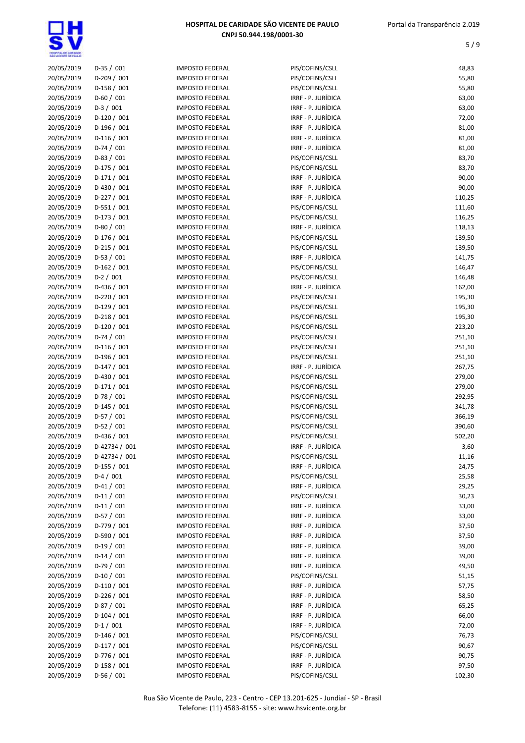| | | | | |
|---|---|---|---|---|
| 20/05/2019 | D-35 / 001 | IMPOSTO FEDERAL | PIS/COFINS/CSLL | 48,83 |
| 20/05/2019 | D-209 / 001 | IMPOSTO FEDERAL | PIS/COFINS/CSLL | 55,80 |
| 20/05/2019 | D-158 / 001 | IMPOSTO FEDERAL | PIS/COFINS/CSLL | 55,80 |
| 20/05/2019 | D-60 / 001 | IMPOSTO FEDERAL | IRRF - P. JURÍDICA | 63,00 |
| 20/05/2019 | D-3 / 001 | IMPOSTO FEDERAL | IRRF - P. JURÍDICA | 63,00 |
| 20/05/2019 | D-120 / 001 | IMPOSTO FEDERAL | IRRF - P. JURÍDICA | 72,00 |
| 20/05/2019 | D-196 / 001 | IMPOSTO FEDERAL | IRRF - P. JURÍDICA | 81,00 |
| 20/05/2019 | D-116 / 001 | IMPOSTO FEDERAL | IRRF - P. JURÍDICA | 81,00 |
| 20/05/2019 | D-74 / 001 | IMPOSTO FEDERAL | IRRF - P. JURÍDICA | 81,00 |
| 20/05/2019 | D-83 / 001 | IMPOSTO FEDERAL | PIS/COFINS/CSLL | 83,70 |
| 20/05/2019 | D-175 / 001 | IMPOSTO FEDERAL | PIS/COFINS/CSLL | 83,70 |
| 20/05/2019 | D-171 / 001 | IMPOSTO FEDERAL | IRRF - P. JURÍDICA | 90,00 |
| 20/05/2019 | D-430 / 001 | IMPOSTO FEDERAL | IRRF - P. JURÍDICA | 90,00 |
| 20/05/2019 | D-227 / 001 | IMPOSTO FEDERAL | IRRF - P. JURÍDICA | 110,25 |
| 20/05/2019 | D-551 / 001 | IMPOSTO FEDERAL | PIS/COFINS/CSLL | 111,60 |
| 20/05/2019 | D-173 / 001 | IMPOSTO FEDERAL | PIS/COFINS/CSLL | 116,25 |
| 20/05/2019 | D-80 / 001 | IMPOSTO FEDERAL | IRRF - P. JURÍDICA | 118,13 |
| 20/05/2019 | D-176 / 001 | IMPOSTO FEDERAL | PIS/COFINS/CSLL | 139,50 |
| 20/05/2019 | D-215 / 001 | IMPOSTO FEDERAL | PIS/COFINS/CSLL | 139,50 |
| 20/05/2019 | D-53 / 001 | IMPOSTO FEDERAL | IRRF - P. JURÍDICA | 141,75 |
| 20/05/2019 | D-162 / 001 | IMPOSTO FEDERAL | PIS/COFINS/CSLL | 146,47 |
| 20/05/2019 | D-2 / 001 | IMPOSTO FEDERAL | PIS/COFINS/CSLL | 146,48 |
| 20/05/2019 | D-436 / 001 | IMPOSTO FEDERAL | IRRF - P. JURÍDICA | 162,00 |
| 20/05/2019 | D-220 / 001 | IMPOSTO FEDERAL | PIS/COFINS/CSLL | 195,30 |
| 20/05/2019 | D-129 / 001 | IMPOSTO FEDERAL | PIS/COFINS/CSLL | 195,30 |
| 20/05/2019 | D-218 / 001 | IMPOSTO FEDERAL | PIS/COFINS/CSLL | 195,30 |
| 20/05/2019 | D-120 / 001 | IMPOSTO FEDERAL | PIS/COFINS/CSLL | 223,20 |
| 20/05/2019 | D-74 / 001 | IMPOSTO FEDERAL | PIS/COFINS/CSLL | 251,10 |
| 20/05/2019 | D-116 / 001 | IMPOSTO FEDERAL | PIS/COFINS/CSLL | 251,10 |
| 20/05/2019 | D-196 / 001 | IMPOSTO FEDERAL | PIS/COFINS/CSLL | 251,10 |
| 20/05/2019 | D-147 / 001 | IMPOSTO FEDERAL | IRRF - P. JURÍDICA | 267,75 |
| 20/05/2019 | D-430 / 001 | IMPOSTO FEDERAL | PIS/COFINS/CSLL | 279,00 |
| 20/05/2019 | D-171 / 001 | IMPOSTO FEDERAL | PIS/COFINS/CSLL | 279,00 |
| 20/05/2019 | D-78 / 001 | IMPOSTO FEDERAL | PIS/COFINS/CSLL | 292,95 |
| 20/05/2019 | D-145 / 001 | IMPOSTO FEDERAL | PIS/COFINS/CSLL | 341,78 |
| 20/05/2019 | D-57 / 001 | IMPOSTO FEDERAL | PIS/COFINS/CSLL | 366,19 |
| 20/05/2019 | D-52 / 001 | IMPOSTO FEDERAL | PIS/COFINS/CSLL | 390,60 |
| 20/05/2019 | D-436 / 001 | IMPOSTO FEDERAL | PIS/COFINS/CSLL | 502,20 |
| 20/05/2019 | D-42734 / 001 | IMPOSTO FEDERAL | IRRF - P. JURÍDICA | 3,60 |
| 20/05/2019 | D-42734 / 001 | IMPOSTO FEDERAL | PIS/COFINS/CSLL | 11,16 |
| 20/05/2019 | D-155 / 001 | IMPOSTO FEDERAL | IRRF - P. JURÍDICA | 24,75 |
| 20/05/2019 | D-4 / 001 | IMPOSTO FEDERAL | PIS/COFINS/CSLL | 25,58 |
| 20/05/2019 | D-41 / 001 | IMPOSTO FEDERAL | IRRF - P. JURÍDICA | 29,25 |
| 20/05/2019 | D-11 / 001 | IMPOSTO FEDERAL | PIS/COFINS/CSLL | 30,23 |
| 20/05/2019 | D-11 / 001 | IMPOSTO FEDERAL | IRRF - P. JURÍDICA | 33,00 |
| 20/05/2019 | D-57 / 001 | IMPOSTO FEDERAL | IRRF - P. JURÍDICA | 33,00 |
| 20/05/2019 | D-779 / 001 | IMPOSTO FEDERAL | IRRF - P. JURÍDICA | 37,50 |
| 20/05/2019 | D-590 / 001 | IMPOSTO FEDERAL | IRRF - P. JURÍDICA | 37,50 |
| 20/05/2019 | D-19 / 001 | IMPOSTO FEDERAL | IRRF - P. JURÍDICA | 39,00 |
| 20/05/2019 | D-14 / 001 | IMPOSTO FEDERAL | IRRF - P. JURÍDICA | 39,00 |
| 20/05/2019 | D-79 / 001 | IMPOSTO FEDERAL | IRRF - P. JURÍDICA | 49,50 |
| 20/05/2019 | D-10 / 001 | IMPOSTO FEDERAL | PIS/COFINS/CSLL | 51,15 |
| 20/05/2019 | D-110 / 001 | IMPOSTO FEDERAL | IRRF - P. JURÍDICA | 57,75 |
| 20/05/2019 | D-226 / 001 | IMPOSTO FEDERAL | IRRF - P. JURÍDICA | 58,50 |
| 20/05/2019 | D-87 / 001 | IMPOSTO FEDERAL | IRRF - P. JURÍDICA | 65,25 |
| 20/05/2019 | D-104 / 001 | IMPOSTO FEDERAL | IRRF - P. JURÍDICA | 66,00 |
| 20/05/2019 | D-1 / 001 | IMPOSTO FEDERAL | IRRF - P. JURÍDICA | 72,00 |
| 20/05/2019 | D-146 / 001 | IMPOSTO FEDERAL | PIS/COFINS/CSLL | 76,73 |
| 20/05/2019 | D-117 / 001 | IMPOSTO FEDERAL | PIS/COFINS/CSLL | 90,67 |
| 20/05/2019 | D-776 / 001 | IMPOSTO FEDERAL | IRRF - P. JURÍDICA | 90,75 |
| 20/05/2019 | D-158 / 001 | IMPOSTO FEDERAL | IRRF - P. JURÍDICA | 97,50 |
| 20/05/2019 | D-56 / 001 | IMPOSTO FEDERAL | PIS/COFINS/CSLL | 102,30 |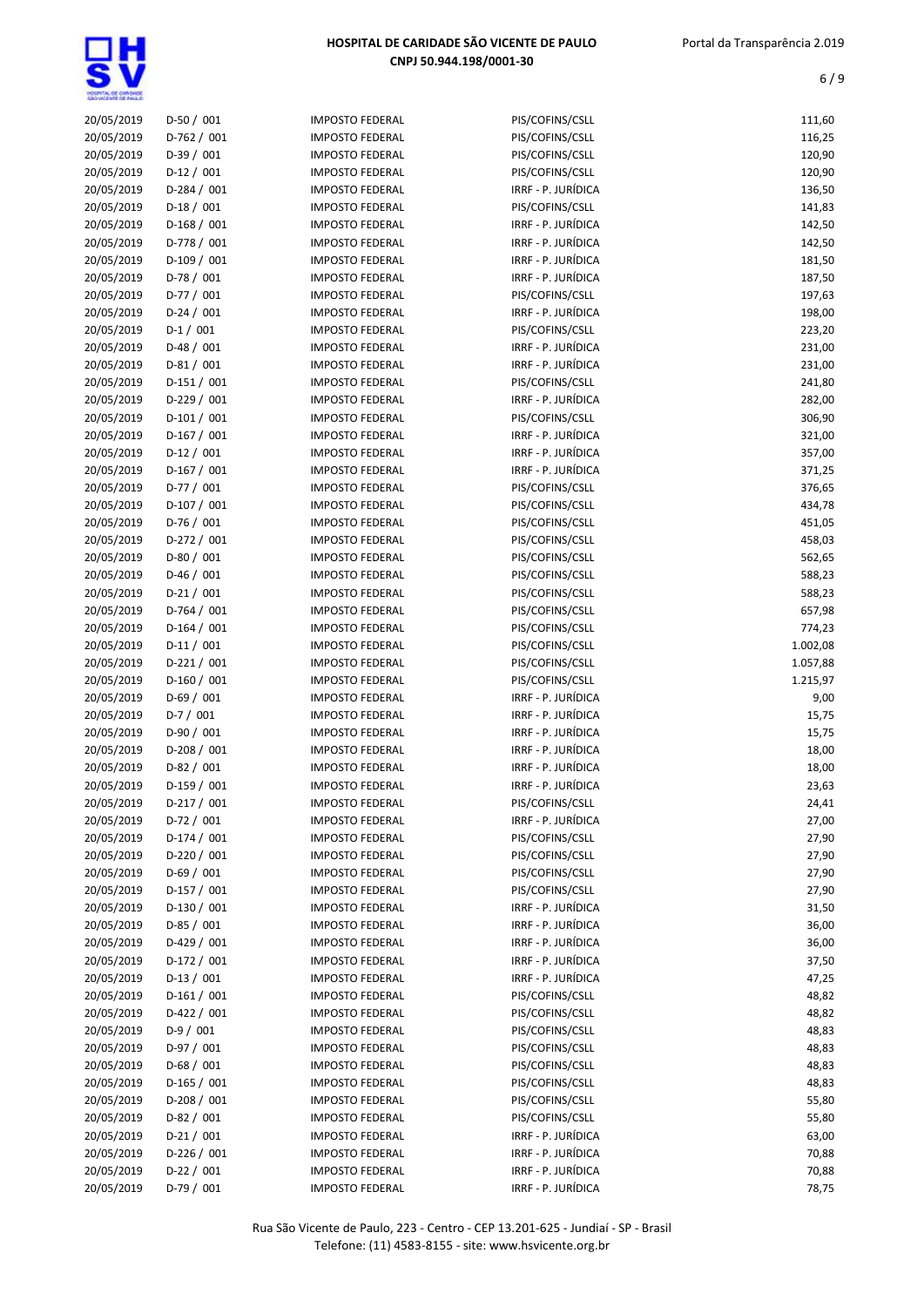| | | | | |
|---|---|---|---|---|
| 20/05/2019 | D-50 / 001 | IMPOSTO FEDERAL | PIS/COFINS/CSLL | 111,60 |
| 20/05/2019 | D-762 / 001 | IMPOSTO FEDERAL | PIS/COFINS/CSLL | 116,25 |
| 20/05/2019 | D-39 / 001 | IMPOSTO FEDERAL | PIS/COFINS/CSLL | 120,90 |
| 20/05/2019 | D-12 / 001 | IMPOSTO FEDERAL | PIS/COFINS/CSLL | 120,90 |
| 20/05/2019 | D-284 / 001 | IMPOSTO FEDERAL | IRRF - P. JURÍDICA | 136,50 |
| 20/05/2019 | D-18 / 001 | IMPOSTO FEDERAL | PIS/COFINS/CSLL | 141,83 |
| 20/05/2019 | D-168 / 001 | IMPOSTO FEDERAL | IRRF - P. JURÍDICA | 142,50 |
| 20/05/2019 | D-778 / 001 | IMPOSTO FEDERAL | IRRF - P. JURÍDICA | 142,50 |
| 20/05/2019 | D-109 / 001 | IMPOSTO FEDERAL | IRRF - P. JURÍDICA | 181,50 |
| 20/05/2019 | D-78 / 001 | IMPOSTO FEDERAL | IRRF - P. JURÍDICA | 187,50 |
| 20/05/2019 | D-77 / 001 | IMPOSTO FEDERAL | PIS/COFINS/CSLL | 197,63 |
| 20/05/2019 | D-24 / 001 | IMPOSTO FEDERAL | IRRF - P. JURÍDICA | 198,00 |
| 20/05/2019 | D-1 / 001 | IMPOSTO FEDERAL | PIS/COFINS/CSLL | 223,20 |
| 20/05/2019 | D-48 / 001 | IMPOSTO FEDERAL | IRRF - P. JURÍDICA | 231,00 |
| 20/05/2019 | D-81 / 001 | IMPOSTO FEDERAL | IRRF - P. JURÍDICA | 231,00 |
| 20/05/2019 | D-151 / 001 | IMPOSTO FEDERAL | PIS/COFINS/CSLL | 241,80 |
| 20/05/2019 | D-229 / 001 | IMPOSTO FEDERAL | IRRF - P. JURÍDICA | 282,00 |
| 20/05/2019 | D-101 / 001 | IMPOSTO FEDERAL | PIS/COFINS/CSLL | 306,90 |
| 20/05/2019 | D-167 / 001 | IMPOSTO FEDERAL | IRRF - P. JURÍDICA | 321,00 |
| 20/05/2019 | D-12 / 001 | IMPOSTO FEDERAL | IRRF - P. JURÍDICA | 357,00 |
| 20/05/2019 | D-167 / 001 | IMPOSTO FEDERAL | IRRF - P. JURÍDICA | 371,25 |
| 20/05/2019 | D-77 / 001 | IMPOSTO FEDERAL | PIS/COFINS/CSLL | 376,65 |
| 20/05/2019 | D-107 / 001 | IMPOSTO FEDERAL | PIS/COFINS/CSLL | 434,78 |
| 20/05/2019 | D-76 / 001 | IMPOSTO FEDERAL | PIS/COFINS/CSLL | 451,05 |
| 20/05/2019 | D-272 / 001 | IMPOSTO FEDERAL | PIS/COFINS/CSLL | 458,03 |
| 20/05/2019 | D-80 / 001 | IMPOSTO FEDERAL | PIS/COFINS/CSLL | 562,65 |
| 20/05/2019 | D-46 / 001 | IMPOSTO FEDERAL | PIS/COFINS/CSLL | 588,23 |
| 20/05/2019 | D-21 / 001 | IMPOSTO FEDERAL | PIS/COFINS/CSLL | 588,23 |
| 20/05/2019 | D-764 / 001 | IMPOSTO FEDERAL | PIS/COFINS/CSLL | 657,98 |
| 20/05/2019 | D-164 / 001 | IMPOSTO FEDERAL | PIS/COFINS/CSLL | 774,23 |
| 20/05/2019 | D-11 / 001 | IMPOSTO FEDERAL | PIS/COFINS/CSLL | 1.002,08 |
| 20/05/2019 | D-221 / 001 | IMPOSTO FEDERAL | PIS/COFINS/CSLL | 1.057,88 |
| 20/05/2019 | D-160 / 001 | IMPOSTO FEDERAL | PIS/COFINS/CSLL | 1.215,97 |
| 20/05/2019 | D-69 / 001 | IMPOSTO FEDERAL | IRRF - P. JURÍDICA | 9,00 |
| 20/05/2019 | D-7 / 001 | IMPOSTO FEDERAL | IRRF - P. JURÍDICA | 15,75 |
| 20/05/2019 | D-90 / 001 | IMPOSTO FEDERAL | IRRF - P. JURÍDICA | 15,75 |
| 20/05/2019 | D-208 / 001 | IMPOSTO FEDERAL | IRRF - P. JURÍDICA | 18,00 |
| 20/05/2019 | D-82 / 001 | IMPOSTO FEDERAL | IRRF - P. JURÍDICA | 18,00 |
| 20/05/2019 | D-159 / 001 | IMPOSTO FEDERAL | IRRF - P. JURÍDICA | 23,63 |
| 20/05/2019 | D-217 / 001 | IMPOSTO FEDERAL | PIS/COFINS/CSLL | 24,41 |
| 20/05/2019 | D-72 / 001 | IMPOSTO FEDERAL | IRRF - P. JURÍDICA | 27,00 |
| 20/05/2019 | D-174 / 001 | IMPOSTO FEDERAL | PIS/COFINS/CSLL | 27,90 |
| 20/05/2019 | D-220 / 001 | IMPOSTO FEDERAL | PIS/COFINS/CSLL | 27,90 |
| 20/05/2019 | D-69 / 001 | IMPOSTO FEDERAL | PIS/COFINS/CSLL | 27,90 |
| 20/05/2019 | D-157 / 001 | IMPOSTO FEDERAL | PIS/COFINS/CSLL | 27,90 |
| 20/05/2019 | D-130 / 001 | IMPOSTO FEDERAL | IRRF - P. JURÍDICA | 31,50 |
| 20/05/2019 | D-85 / 001 | IMPOSTO FEDERAL | IRRF - P. JURÍDICA | 36,00 |
| 20/05/2019 | D-429 / 001 | IMPOSTO FEDERAL | IRRF - P. JURÍDICA | 36,00 |
| 20/05/2019 | D-172 / 001 | IMPOSTO FEDERAL | IRRF - P. JURÍDICA | 37,50 |
| 20/05/2019 | D-13 / 001 | IMPOSTO FEDERAL | IRRF - P. JURÍDICA | 47,25 |
| 20/05/2019 | D-161 / 001 | IMPOSTO FEDERAL | PIS/COFINS/CSLL | 48,82 |
| 20/05/2019 | D-422 / 001 | IMPOSTO FEDERAL | PIS/COFINS/CSLL | 48,82 |
| 20/05/2019 | D-9 / 001 | IMPOSTO FEDERAL | PIS/COFINS/CSLL | 48,83 |
| 20/05/2019 | D-97 / 001 | IMPOSTO FEDERAL | PIS/COFINS/CSLL | 48,83 |
| 20/05/2019 | D-68 / 001 | IMPOSTO FEDERAL | PIS/COFINS/CSLL | 48,83 |
| 20/05/2019 | D-165 / 001 | IMPOSTO FEDERAL | PIS/COFINS/CSLL | 48,83 |
| 20/05/2019 | D-208 / 001 | IMPOSTO FEDERAL | PIS/COFINS/CSLL | 55,80 |
| 20/05/2019 | D-82 / 001 | IMPOSTO FEDERAL | PIS/COFINS/CSLL | 55,80 |
| 20/05/2019 | D-21 / 001 | IMPOSTO FEDERAL | IRRF - P. JURÍDICA | 63,00 |
| 20/05/2019 | D-226 / 001 | IMPOSTO FEDERAL | IRRF - P. JURÍDICA | 70,88 |
| 20/05/2019 | D-22 / 001 | IMPOSTO FEDERAL | IRRF - P. JURÍDICA | 70,88 |
| 20/05/2019 | D-79 / 001 | IMPOSTO FEDERAL | IRRF - P. JURÍDICA | 78,75 |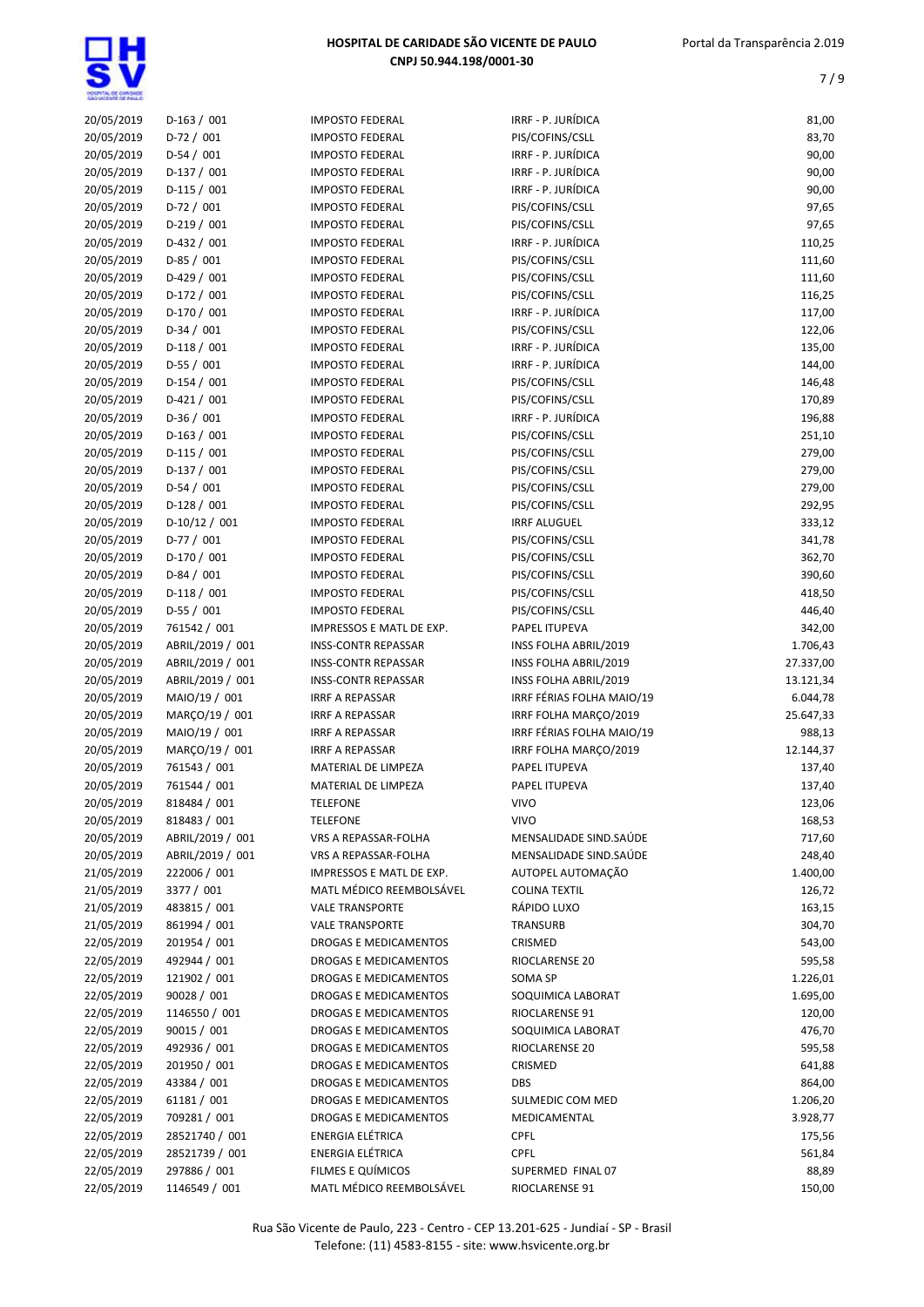| | | | | |
|---|---|---|---|---|
| 20/05/2019 | D-163 / 001 | IMPOSTO FEDERAL | IRRF - P. JURÍDICA | 81,00 |
| 20/05/2019 | D-72 / 001 | IMPOSTO FEDERAL | PIS/COFINS/CSLL | 83,70 |
| 20/05/2019 | D-54 / 001 | IMPOSTO FEDERAL | IRRF - P. JURÍDICA | 90,00 |
| 20/05/2019 | D-137 / 001 | IMPOSTO FEDERAL | IRRF - P. JURÍDICA | 90,00 |
| 20/05/2019 | D-115 / 001 | IMPOSTO FEDERAL | IRRF - P. JURÍDICA | 90,00 |
| 20/05/2019 | D-72 / 001 | IMPOSTO FEDERAL | PIS/COFINS/CSLL | 97,65 |
| 20/05/2019 | D-219 / 001 | IMPOSTO FEDERAL | PIS/COFINS/CSLL | 97,65 |
| 20/05/2019 | D-432 / 001 | IMPOSTO FEDERAL | IRRF - P. JURÍDICA | 110,25 |
| 20/05/2019 | D-85 / 001 | IMPOSTO FEDERAL | PIS/COFINS/CSLL | 111,60 |
| 20/05/2019 | D-429 / 001 | IMPOSTO FEDERAL | PIS/COFINS/CSLL | 111,60 |
| 20/05/2019 | D-172 / 001 | IMPOSTO FEDERAL | PIS/COFINS/CSLL | 116,25 |
| 20/05/2019 | D-170 / 001 | IMPOSTO FEDERAL | IRRF - P. JURÍDICA | 117,00 |
| 20/05/2019 | D-34 / 001 | IMPOSTO FEDERAL | PIS/COFINS/CSLL | 122,06 |
| 20/05/2019 | D-118 / 001 | IMPOSTO FEDERAL | IRRF - P. JURÍDICA | 135,00 |
| 20/05/2019 | D-55 / 001 | IMPOSTO FEDERAL | IRRF - P. JURÍDICA | 144,00 |
| 20/05/2019 | D-154 / 001 | IMPOSTO FEDERAL | PIS/COFINS/CSLL | 146,48 |
| 20/05/2019 | D-421 / 001 | IMPOSTO FEDERAL | PIS/COFINS/CSLL | 170,89 |
| 20/05/2019 | D-36 / 001 | IMPOSTO FEDERAL | IRRF - P. JURÍDICA | 196,88 |
| 20/05/2019 | D-163 / 001 | IMPOSTO FEDERAL | PIS/COFINS/CSLL | 251,10 |
| 20/05/2019 | D-115 / 001 | IMPOSTO FEDERAL | PIS/COFINS/CSLL | 279,00 |
| 20/05/2019 | D-137 / 001 | IMPOSTO FEDERAL | PIS/COFINS/CSLL | 279,00 |
| 20/05/2019 | D-54 / 001 | IMPOSTO FEDERAL | PIS/COFINS/CSLL | 279,00 |
| 20/05/2019 | D-128 / 001 | IMPOSTO FEDERAL | PIS/COFINS/CSLL | 292,95 |
| 20/05/2019 | D-10/12 / 001 | IMPOSTO FEDERAL | IRRF ALUGUEL | 333,12 |
| 20/05/2019 | D-77 / 001 | IMPOSTO FEDERAL | PIS/COFINS/CSLL | 341,78 |
| 20/05/2019 | D-170 / 001 | IMPOSTO FEDERAL | PIS/COFINS/CSLL | 362,70 |
| 20/05/2019 | D-84 / 001 | IMPOSTO FEDERAL | PIS/COFINS/CSLL | 390,60 |
| 20/05/2019 | D-118 / 001 | IMPOSTO FEDERAL | PIS/COFINS/CSLL | 418,50 |
| 20/05/2019 | D-55 / 001 | IMPOSTO FEDERAL | PIS/COFINS/CSLL | 446,40 |
| 20/05/2019 | 761542 / 001 | IMPRESSOS E MATL DE EXP. | PAPEL ITUPEVA | 342,00 |
| 20/05/2019 | ABRIL/2019 / 001 | INSS-CONTR REPASSAR | INSS FOLHA ABRIL/2019 | 1.706,43 |
| 20/05/2019 | ABRIL/2019 / 001 | INSS-CONTR REPASSAR | INSS FOLHA ABRIL/2019 | 27.337,00 |
| 20/05/2019 | ABRIL/2019 / 001 | INSS-CONTR REPASSAR | INSS FOLHA ABRIL/2019 | 13.121,34 |
| 20/05/2019 | MAIO/19 / 001 | IRRF A REPASSAR | IRRF FÉRIAS FOLHA MAIO/19 | 6.044,78 |
| 20/05/2019 | MARÇO/19 / 001 | IRRF A REPASSAR | IRRF FOLHA MARÇO/2019 | 25.647,33 |
| 20/05/2019 | MAIO/19 / 001 | IRRF A REPASSAR | IRRF FÉRIAS FOLHA MAIO/19 | 988,13 |
| 20/05/2019 | MARÇO/19 / 001 | IRRF A REPASSAR | IRRF FOLHA MARÇO/2019 | 12.144,37 |
| 20/05/2019 | 761543 / 001 | MATERIAL DE LIMPEZA | PAPEL ITUPEVA | 137,40 |
| 20/05/2019 | 761544 / 001 | MATERIAL DE LIMPEZA | PAPEL ITUPEVA | 137,40 |
| 20/05/2019 | 818484 / 001 | TELEFONE | VIVO | 123,06 |
| 20/05/2019 | 818483 / 001 | TELEFONE | VIVO | 168,53 |
| 20/05/2019 | ABRIL/2019 / 001 | VRS A REPASSAR-FOLHA | MENSALIDADE SIND.SAÚDE | 717,60 |
| 20/05/2019 | ABRIL/2019 / 001 | VRS A REPASSAR-FOLHA | MENSALIDADE SIND.SAÚDE | 248,40 |
| 21/05/2019 | 222006 / 001 | IMPRESSOS E MATL DE EXP. | AUTOPEL AUTOMAÇÃO | 1.400,00 |
| 21/05/2019 | 3377 / 001 | MATL MÉDICO REEMBOLSÁVEL | COLINA TEXTIL | 126,72 |
| 21/05/2019 | 483815 / 001 | VALE TRANSPORTE | RÁPIDO LUXO | 163,15 |
| 21/05/2019 | 861994 / 001 | VALE TRANSPORTE | TRANSURB | 304,70 |
| 22/05/2019 | 201954 / 001 | DROGAS E MEDICAMENTOS | CRISMED | 543,00 |
| 22/05/2019 | 492944 / 001 | DROGAS E MEDICAMENTOS | RIOCLARENSE 20 | 595,58 |
| 22/05/2019 | 121902 / 001 | DROGAS E MEDICAMENTOS | SOMA SP | 1.226,01 |
| 22/05/2019 | 90028 / 001 | DROGAS E MEDICAMENTOS | SOQUIMICA LABORAT | 1.695,00 |
| 22/05/2019 | 1146550 / 001 | DROGAS E MEDICAMENTOS | RIOCLARENSE 91 | 120,00 |
| 22/05/2019 | 90015 / 001 | DROGAS E MEDICAMENTOS | SOQUIMICA LABORAT | 476,70 |
| 22/05/2019 | 492936 / 001 | DROGAS E MEDICAMENTOS | RIOCLARENSE 20 | 595,58 |
| 22/05/2019 | 201950 / 001 | DROGAS E MEDICAMENTOS | CRISMED | 641,88 |
| 22/05/2019 | 43384 / 001 | DROGAS E MEDICAMENTOS | DBS | 864,00 |
| 22/05/2019 | 61181 / 001 | DROGAS E MEDICAMENTOS | SULMEDIC COM MED | 1.206,20 |
| 22/05/2019 | 709281 / 001 | DROGAS E MEDICAMENTOS | MEDICAMENTAL | 3.928,77 |
| 22/05/2019 | 28521740 / 001 | ENERGIA ELÉTRICA | CPFL | 175,56 |
| 22/05/2019 | 28521739 / 001 | ENERGIA ELÉTRICA | CPFL | 561,84 |
| 22/05/2019 | 297886 / 001 | FILMES E QUÍMICOS | SUPERMED FINAL 07 | 88,89 |
| 22/05/2019 | 1146549 / 001 | MATL MÉDICO REEMBOLSÁVEL | RIOCLARENSE 91 | 150,00 |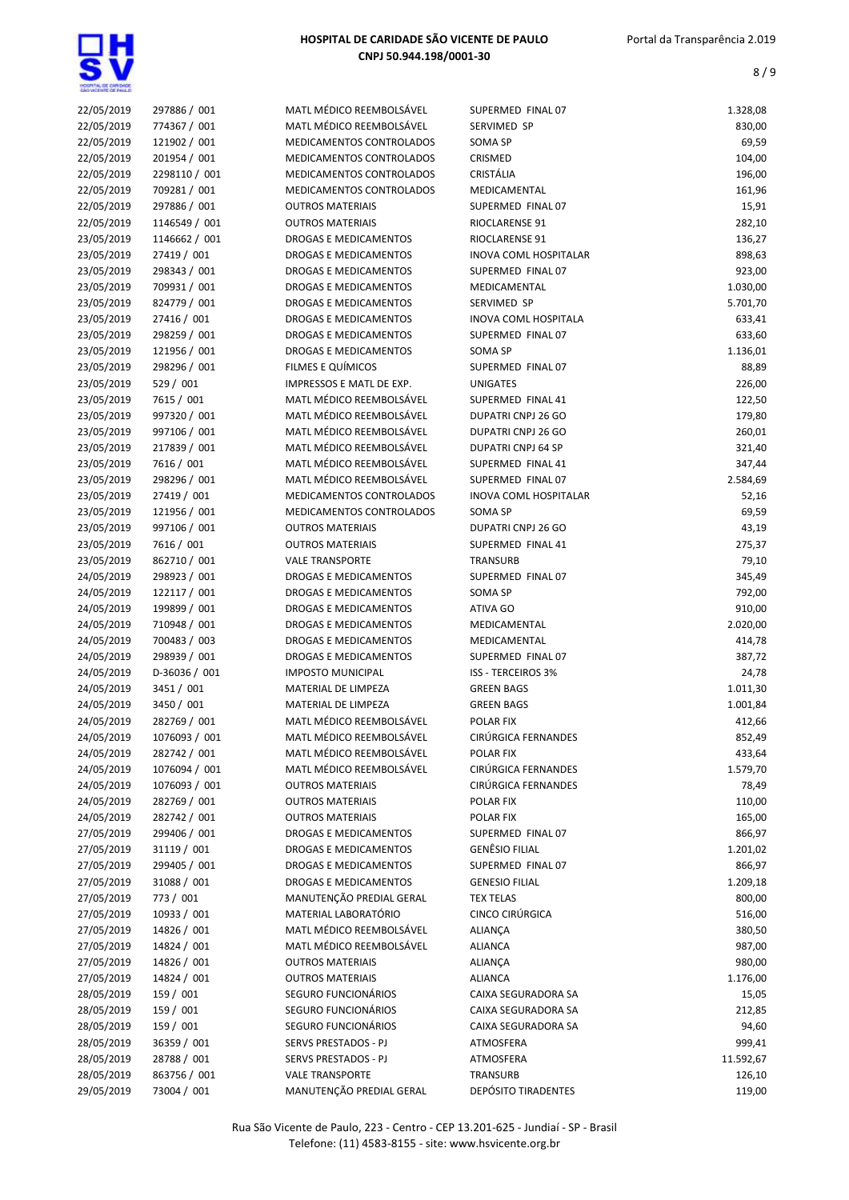# HOSPITAL DE CARIDADE SÃO VICENTE DE PAULO
**CNPJ 50.944.198/0001-30**

| | | | | |
|---|---|---|---|---|
| 22/05/2019 | 297886 / 001 | MATL MÉDICO REEMBOLSÁVEL | SUPERMED FINAL 07 | 1.328,08 |
| 22/05/2019 | 774367 / 001 | MATL MÉDICO REEMBOLSÁVEL | SERVIMED SP | 830,00 |
| 22/05/2019 | 121902 / 001 | MEDICAMENTOS CONTROLADOS | SOMA SP | 69,59 |
| 22/05/2019 | 201954 / 001 | MEDICAMENTOS CONTROLADOS | CRISMED | 104,00 |
| 22/05/2019 | 2298110 / 001 | MEDICAMENTOS CONTROLADOS | CRISTÁLIA | 196,00 |
| 22/05/2019 | 709281 / 001 | MEDICAMENTOS CONTROLADOS | MEDICAMENTAL | 161,96 |
| 22/05/2019 | 297886 / 001 | OUTROS MATERIAIS | SUPERMED FINAL 07 | 15,91 |
| 22/05/2019 | 1146549 / 001 | OUTROS MATERIAIS | RIOCLARENSE 91 | 282,10 |
| 23/05/2019 | 1146662 / 001 | DROGAS E MEDICAMENTOS | RIOCLARENSE 91 | 136,27 |
| 23/05/2019 | 27419 / 001 | DROGAS E MEDICAMENTOS | INOVA COML HOSPITALAR | 898,63 |
| 23/05/2019 | 298343 / 001 | DROGAS E MEDICAMENTOS | SUPERMED FINAL 07 | 923,00 |
| 23/05/2019 | 709931 / 001 | DROGAS E MEDICAMENTOS | MEDICAMENTAL | 1.030,00 |
| 23/05/2019 | 824779 / 001 | DROGAS E MEDICAMENTOS | SERVIMED SP | 5.701,70 |
| 23/05/2019 | 27416 / 001 | DROGAS E MEDICAMENTOS | INOVA COML HOSPITALA | 633,41 |
| 23/05/2019 | 298259 / 001 | DROGAS E MEDICAMENTOS | SUPERMED FINAL 07 | 633,60 |
| 23/05/2019 | 121956 / 001 | DROGAS E MEDICAMENTOS | SOMA SP | 1.136,01 |
| 23/05/2019 | 298296 / 001 | FILMES E QUÍMICOS | SUPERMED FINAL 07 | 88,89 |
| 23/05/2019 | 529 / 001 | IMPRESSOS E MATL DE EXP. | UNIGATES | 226,00 |
| 23/05/2019 | 7615 / 001 | MATL MÉDICO REEMBOLSÁVEL | SUPERMED FINAL 41 | 122,50 |
| 23/05/2019 | 997320 / 001 | MATL MÉDICO REEMBOLSÁVEL | DUPATRI CNPJ 26 GO | 179,80 |
| 23/05/2019 | 997106 / 001 | MATL MÉDICO REEMBOLSÁVEL | DUPATRI CNPJ 26 GO | 260,01 |
| 23/05/2019 | 217839 / 001 | MATL MÉDICO REEMBOLSÁVEL | DUPATRI CNPJ 64 SP | 321,40 |
| 23/05/2019 | 7616 / 001 | MATL MÉDICO REEMBOLSÁVEL | SUPERMED FINAL 41 | 347,44 |
| 23/05/2019 | 298296 / 001 | MATL MÉDICO REEMBOLSÁVEL | SUPERMED FINAL 07 | 2.584,69 |
| 23/05/2019 | 27419 / 001 | MEDICAMENTOS CONTROLADOS | INOVA COML HOSPITALAR | 52,16 |
| 23/05/2019 | 121956 / 001 | MEDICAMENTOS CONTROLADOS | SOMA SP | 69,59 |
| 23/05/2019 | 997106 / 001 | OUTROS MATERIAIS | DUPATRI CNPJ 26 GO | 43,19 |
| 23/05/2019 | 7616 / 001 | OUTROS MATERIAIS | SUPERMED FINAL 41 | 275,37 |
| 23/05/2019 | 862710 / 001 | VALE TRANSPORTE | TRANSURB | 79,10 |
| 24/05/2019 | 298923 / 001 | DROGAS E MEDICAMENTOS | SUPERMED FINAL 07 | 345,49 |
| 24/05/2019 | 122117 / 001 | DROGAS E MEDICAMENTOS | SOMA SP | 792,00 |
| 24/05/2019 | 199899 / 001 | DROGAS E MEDICAMENTOS | ATIVA GO | 910,00 |
| 24/05/2019 | 710948 / 001 | DROGAS E MEDICAMENTOS | MEDICAMENTAL | 2.020,00 |
| 24/05/2019 | 700483 / 003 | DROGAS E MEDICAMENTOS | MEDICAMENTAL | 414,78 |
| 24/05/2019 | 298939 / 001 | DROGAS E MEDICAMENTOS | SUPERMED FINAL 07 | 387,72 |
| 24/05/2019 | D-36036 / 001 | IMPOSTO MUNICIPAL | ISS - TERCEIROS 3% | 24,78 |
| 24/05/2019 | 3451 / 001 | MATERIAL DE LIMPEZA | GREEN BAGS | 1.011,30 |
| 24/05/2019 | 3450 / 001 | MATERIAL DE LIMPEZA | GREEN BAGS | 1.001,84 |
| 24/05/2019 | 282769 / 001 | MATL MÉDICO REEMBOLSÁVEL | POLAR FIX | 412,66 |
| 24/05/2019 | 1076093 / 001 | MATL MÉDICO REEMBOLSÁVEL | CIRÚRGICA FERNANDES | 852,49 |
| 24/05/2019 | 282742 / 001 | MATL MÉDICO REEMBOLSÁVEL | POLAR FIX | 433,64 |
| 24/05/2019 | 1076094 / 001 | MATL MÉDICO REEMBOLSÁVEL | CIRÚRGICA FERNANDES | 1.579,70 |
| 24/05/2019 | 1076093 / 001 | OUTROS MATERIAIS | CIRÚRGICA FERNANDES | 78,49 |
| 24/05/2019 | 282769 / 001 | OUTROS MATERIAIS | POLAR FIX | 110,00 |
| 24/05/2019 | 282742 / 001 | OUTROS MATERIAIS | POLAR FIX | 165,00 |
| 27/05/2019 | 299406 / 001 | DROGAS E MEDICAMENTOS | SUPERMED FINAL 07 | 866,97 |
| 27/05/2019 | 31119 / 001 | DROGAS E MEDICAMENTOS | GENÊSIO FILIAL | 1.201,02 |
| 27/05/2019 | 299405 / 001 | DROGAS E MEDICAMENTOS | SUPERMED FINAL 07 | 866,97 |
| 27/05/2019 | 31088 / 001 | DROGAS E MEDICAMENTOS | GENESIO FILIAL | 1.209,18 |
| 27/05/2019 | 773 / 001 | MANUTENÇÃO PREDIAL GERAL | TEX TELAS | 800,00 |
| 27/05/2019 | 10933 / 001 | MATERIAL LABORATÓRIO | CINCO CIRÚRGICA | 516,00 |
| 27/05/2019 | 14826 / 001 | MATL MÉDICO REEMBOLSÁVEL | ALIANÇA | 380,50 |
| 27/05/2019 | 14824 / 001 | MATL MÉDICO REEMBOLSÁVEL | ALIANCA | 987,00 |
| 27/05/2019 | 14826 / 001 | OUTROS MATERIAIS | ALIANÇA | 980,00 |
| 27/05/2019 | 14824 / 001 | OUTROS MATERIAIS | ALIANCA | 1.176,00 |
| 28/05/2019 | 159 / 001 | SEGURO FUNCIONÁRIOS | CAIXA SEGURADORA SA | 15,05 |
| 28/05/2019 | 159 / 001 | SEGURO FUNCIONÁRIOS | CAIXA SEGURADORA SA | 212,85 |
| 28/05/2019 | 159 / 001 | SEGURO FUNCIONÁRIOS | CAIXA SEGURADORA SA | 94,60 |
| 28/05/2019 | 36359 / 001 | SERVS PRESTADOS - PJ | ATMOSFERA | 999,41 |
| 28/05/2019 | 28788 / 001 | SERVS PRESTADOS - PJ | ATMOSFERA | 11.592,67 |
| 28/05/2019 | 863756 / 001 | VALE TRANSPORTE | TRANSURB | 126,10 |
| 29/05/2019 | 73004 / 001 | MANUTENÇÃO PREDIAL GERAL | DEPÓSITO TIRADENTES | 119,00 |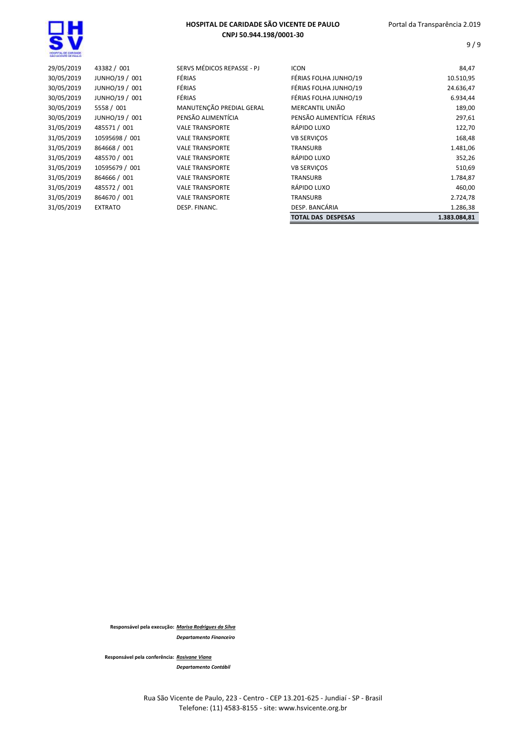| | | | | |
|---|---|---|---|---|
| 29/05/2019 | 43382 / 001 | SERVS MÉDICOS REPASSE - PJ | ICON | 84,47 |
| 30/05/2019 | JUNHO/19 / 001 | FÉRIAS | FÉRIAS FOLHA JUNHO/19 | 10.510,95 |
| 30/05/2019 | JUNHO/19 / 001 | FÉRIAS | FÉRIAS FOLHA JUNHO/19 | 24.636,47 |
| 30/05/2019 | JUNHO/19 / 001 | FÉRIAS | FÉRIAS FOLHA JUNHO/19 | 6.934,44 |
| 30/05/2019 | 5558 / 001 | MANUTENÇÃO PREDIAL GERAL | MERCANTIL UNIÃO | 189,00 |
| 30/05/2019 | JUNHO/19 / 001 | PENSÃO ALIMENTÍCIA | PENSÃO ALIMENTÍCIA FÉRIAS | 297,61 |
| 31/05/2019 | 485571 / 001 | VALE TRANSPORTE | RÁPIDO LUXO | 122,70 |
| 31/05/2019 | 10595698 / 001 | VALE TRANSPORTE | VB SERVIÇOS | 168,48 |
| 31/05/2019 | 864668 / 001 | VALE TRANSPORTE | TRANSURB | 1.481,06 |
| 31/05/2019 | 485570 / 001 | VALE TRANSPORTE | RÁPIDO LUXO | 352,26 |
| 31/05/2019 | 10595679 / 001 | VALE TRANSPORTE | VB SERVIÇOS | 510,69 |
| 31/05/2019 | 864666 / 001 | VALE TRANSPORTE | TRANSURB | 1.784,87 |
| 31/05/2019 | 485572 / 001 | VALE TRANSPORTE | RÁPIDO LUXO | 460,00 |
| 31/05/2019 | 864670 / 001 | VALE TRANSPORTE | TRANSURB | 2.724,78 |
| 31/05/2019 | EXTRATO | DESP. FINANC. | DESP. BANCÁRIA | 1.286,38 |
| | | | **TOTAL DAS DESPESAS** | **1.383.084,81** |

**Responsável pela execução:** ***Marisa Rodrigues da Silva***

***Departamento Financeiro***

**Responsável pela conferência:** ***Rosivane Viana***

***Departamento Contábil***

Rua São Vicente de Paulo, 223 - Centro - CEP 13.201-625 - Jundiaí - SP - Brasil
Telefone: (11) 4583-8155 - site: www.hsvicente.org.br